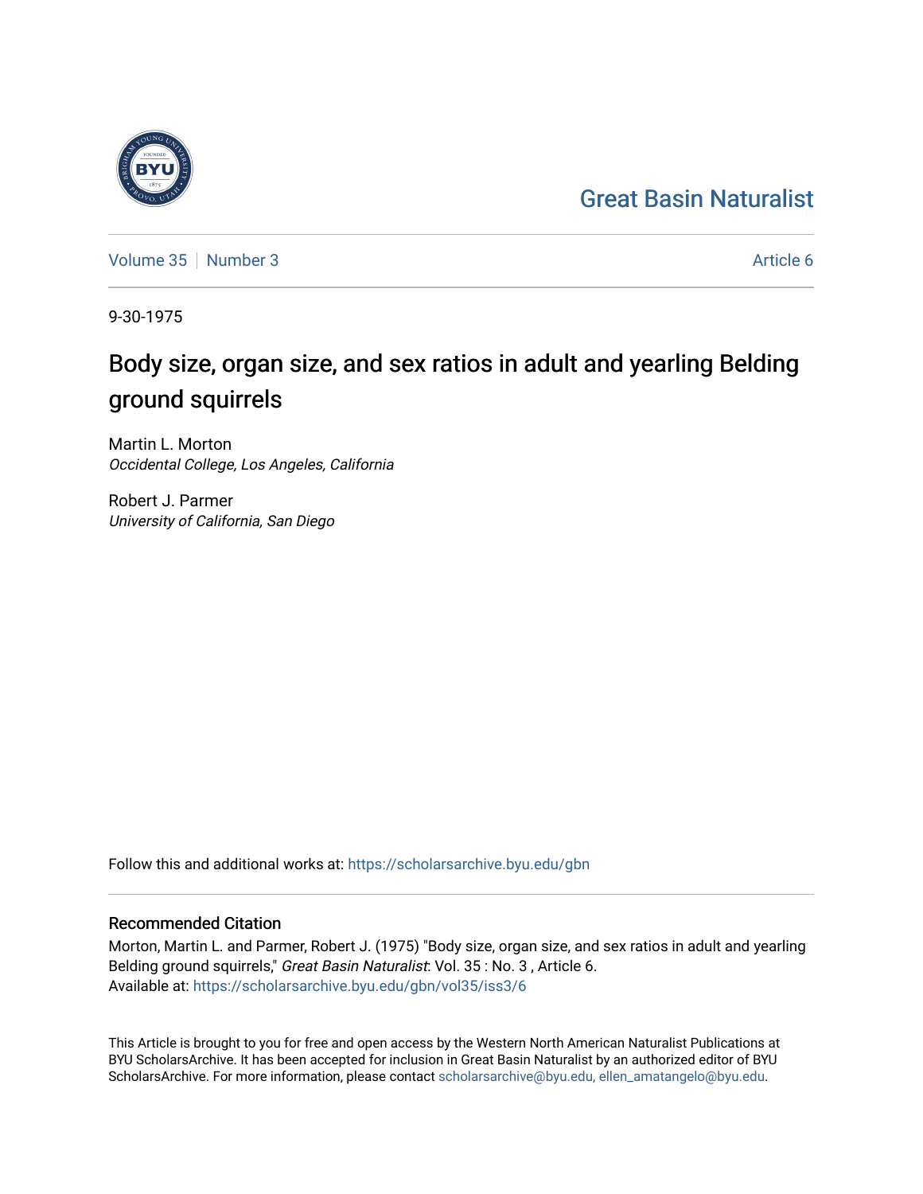Great Basin Naturalist

Volume 35 | Number 3 — Article 6

9-30-1975

# Body size, organ size, and sex ratios in adult and yearling Belding ground squirrels

Martin L. Morton
*Occidental College, Los Angeles, California*

Robert J. Parmer
*University of California, San Diego*

Follow this and additional works at: https://scholarsarchive.byu.edu/gbn

## Recommended Citation

Morton, Martin L. and Parmer, Robert J. (1975) "Body size, organ size, and sex ratios in adult and yearling Belding ground squirrels," *Great Basin Naturalist*: Vol. 35 : No. 3 , Article 6.
Available at: https://scholarsarchive.byu.edu/gbn/vol35/iss3/6

This Article is brought to you for free and open access by the Western North American Naturalist Publications at BYU ScholarsArchive. It has been accepted for inclusion in Great Basin Naturalist by an authorized editor of BYU ScholarsArchive. For more information, please contact scholarsarchive@byu.edu, ellen_amatangelo@byu.edu.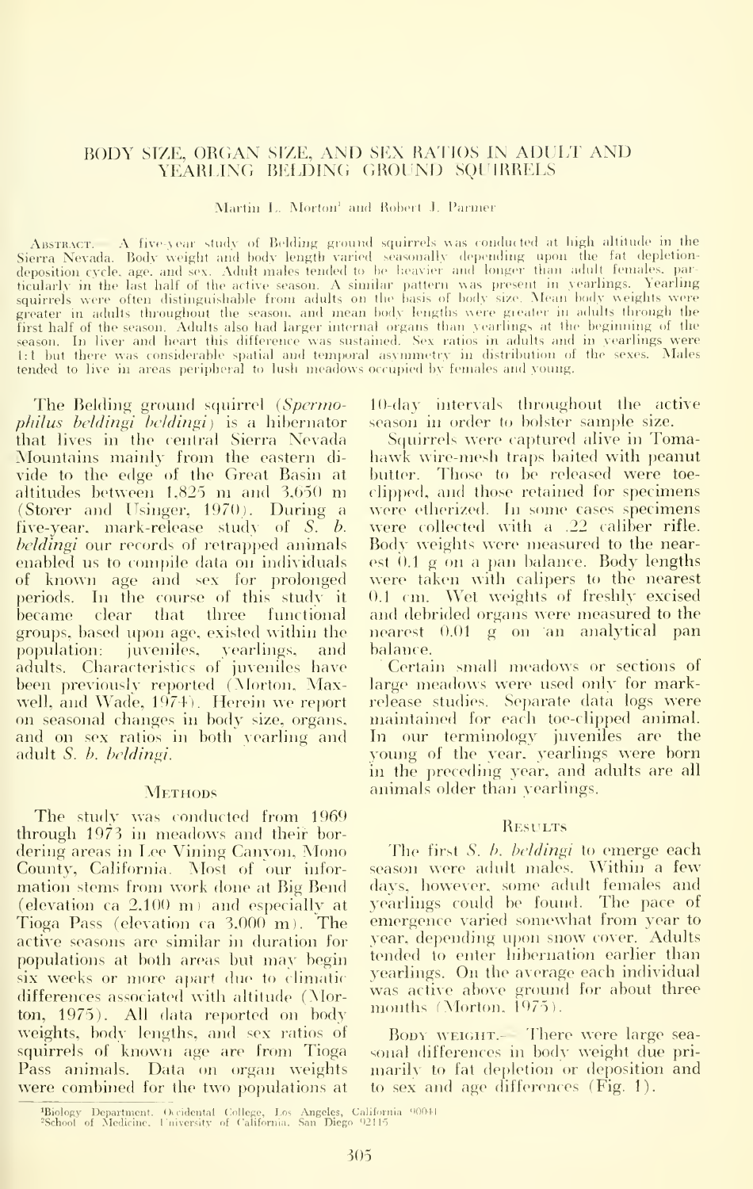# BODY SIZE, ORGAN SIZE, AND SEX RATIOS IN ADULT AND YEARLING BELDING GROUND SQUIRRELS

Martin L. Morton[1] and Robert J. Parmer[2]

Abstract. — A five-year study of Belding ground squirrels was conducted at high altitude in the Sierra Nevada. Body weight and body length varied seasonally depending upon the fat depletion-deposition cycle, age, and sex. Adult males tended to be heavier and longer than adult females, particularly in the last half of the active season. A similar pattern was present in yearlings. Yearling squirrels were often distinguishable from adults on the basis of body size. Mean body weights were greater in adults throughout the season, and mean body lengths were greater in adults through the first half of the season. Adults also had larger internal organs than yearlings at the beginning of the season. In liver and heart this difference was sustained. Sex ratios in adults and in yearlings were 1:1 but there was considerable spatial and temporal asymmetry in distribution of the sexes. Males tended to live in areas peripheral to lush meadows occupied by females and young.

The Belding ground squirrel (*Spermophilus beldingi beldingi*) is a hibernator that lives in the central Sierra Nevada Mountains mainly from the eastern divide to the edge of the Great Basin at altitudes between 1,825 m and 3,650 m (Storer and Usinger, 1970). During a five-year, mark-release study of *S. b. beldingi* our records of retrapped animals enabled us to compile data on individuals of known age and sex for prolonged periods. In the course of this study it became clear that three functional groups, based upon age, existed within the population: juveniles, yearlings, and adults. Characteristics of juveniles have been previously reported (Morton, Maxwell, and Wade, 1974). Herein we report on seasonal changes in body size, organs, and on sex ratios in both yearling and adult *S. b. beldingi*.

## Methods

The study was conducted from 1969 through 1973 in meadows and their bordering areas in Lee Vining Canyon, Mono County, California. Most of our information stems from work done at Big Bend (elevation ca 2,100 m) and especially at Tioga Pass (elevation ca 3,000 m). The active seasons are similar in duration for populations at both areas but may begin six weeks or more apart due to climatic differences associated with altitude (Morton, 1975). All data reported on body weights, body lengths, and sex ratios of squirrels of known age are from Tioga Pass animals. Data on organ weights were combined for the two populations at 10-day intervals throughout the active season in order to bolster sample size.

Squirrels were captured alive in Tomahawk wire-mesh traps baited with peanut butter. Those to be released were toe-clipped, and those retained for specimens were etherized. In some cases specimens were collected with a .22 caliber rifle. Body weights were measured to the nearest 0.1 g on a pan balance. Body lengths were taken with calipers to the nearest 0.1 cm. Wet weights of freshly excised and debrided organs were measured to the nearest 0.01 g on an analytical pan balance.

Certain small meadows or sections of large meadows were used only for mark-release studies. Separate data logs were maintained for each toe-clipped animal. In our terminology juveniles are the young of the year, yearlings were born in the preceding year, and adults are all animals older than yearlings.

## Results

The first *S. b. beldingi* to emerge each season were adult males. Within a few days, however, some adult females and yearlings could be found. The pace of emergence varied somewhat from year to year, depending upon snow cover. Adults tended to enter hibernation earlier than yearlings. On the average each individual was active above ground for about three months (Morton, 1975).

Body weight.— There were large seasonal differences in body weight due primarily to fat depletion or deposition and to sex and age differences (Fig. 1).

[1]Biology Department, Occidental College, Los Angeles, California 90041
[2]School of Medicine, University of California, San Diego 92115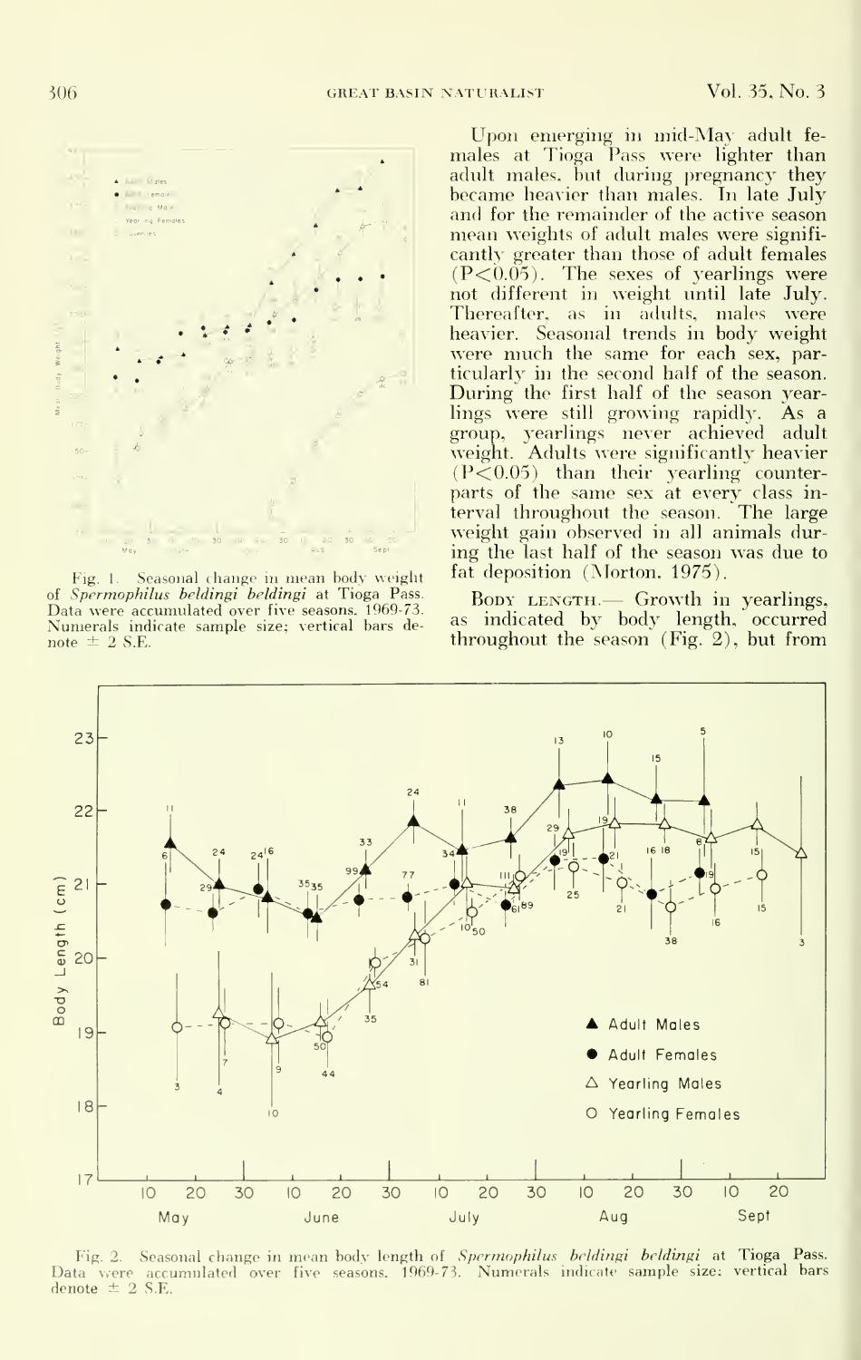Fig. 1. Seasonal change in mean body weight of *Spermophilus beldingi beldingi* at Tioga Pass. Data were accumulated over five seasons, 1969-73. Numerals indicate sample size; vertical bars denote ± 2 S.E.

Upon emerging in mid-May adult females at Tioga Pass were lighter than adult males, but during pregnancy they became heavier than males. In late July and for the remainder of the active season mean weights of adult males were significantly greater than those of adult females ($P<0.05$). The sexes of yearlings were not different in weight until late July. Thereafter, as in adults, males were heavier. Seasonal trends in body weight were much the same for each sex, particularly in the second half of the season. During the first half of the season yearlings were still growing rapidly. As a group, yearlings never achieved adult weight. Adults were significantly heavier ($P<0.05$) than their yearling counterparts of the same sex at every class interval throughout the season. The large weight gain observed in all animals during the last half of the season was due to fat deposition (Morton, 1975).

Body length.— Growth in yearlings, as indicated by body length, occurred throughout the season (Fig. 2), but from

Fig. 2. Seasonal change in mean body length of *Spermophilus beldingi beldingi* at Tioga Pass. Data were accumulated over five seasons, 1969-73. Numerals indicate sample size; vertical bars denote ± 2 S.E.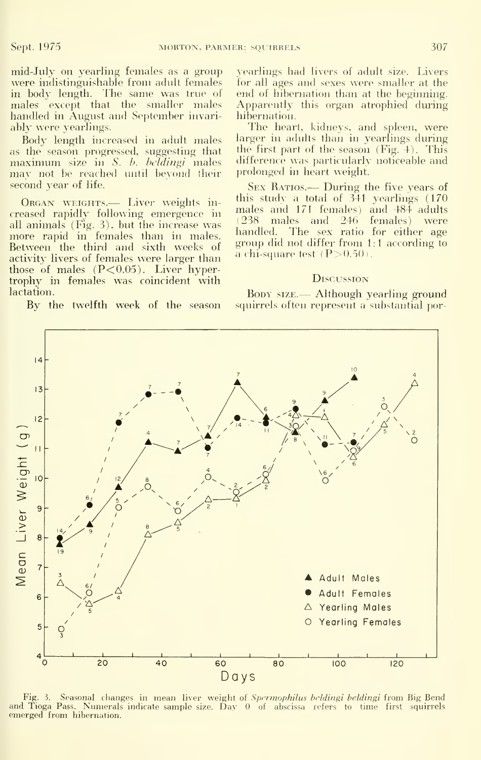mid-July on yearling females as a group were indistinguishable from adult females in body length. The same was true of males except that the smaller males handled in August and September invariably were yearlings.

Body length increased in adult males as the season progressed, suggesting that maximum size in *S. b. beldingi* males may not be reached until beyond their second year of life.

Organ weights.— Liver weights increased rapidly following emergence in all animals (Fig. 3), but the increase was more rapid in females than in males. Between the third and sixth weeks of activity livers of females were larger than those of males ($P<0.05$). Liver hypertrophy in females was coincident with lactation.

By the twelfth week of the season yearlings had livers of adult size. Livers for all ages and sexes were smaller at the end of hibernation than at the beginning. Apparently this organ atrophied during hibernation.

The heart, kidneys, and spleen, were larger in adults than in yearlings during the first part of the season (Fig. 4). This difference was particularly noticeable and prolonged in heart weight.

Sex Ratios.— During the five years of this study a total of 341 yearlings (170 males and 171 females) and 484 adults (238 males and 246 females) were handled. The sex ratio for either age group did not differ from 1:1 according to a chi-square test ($P>0.50$).

## Discussion

Body size.— Although yearling ground squirrels often represent a substantial por-

Fig. 3. Seasonal changes in mean liver weight of *Spermophilus beldingi beldingi* from Big Bend and Tioga Pass. Numerals indicate sample size. Day 0 of abscissa refers to time first squirrels emerged from hibernation.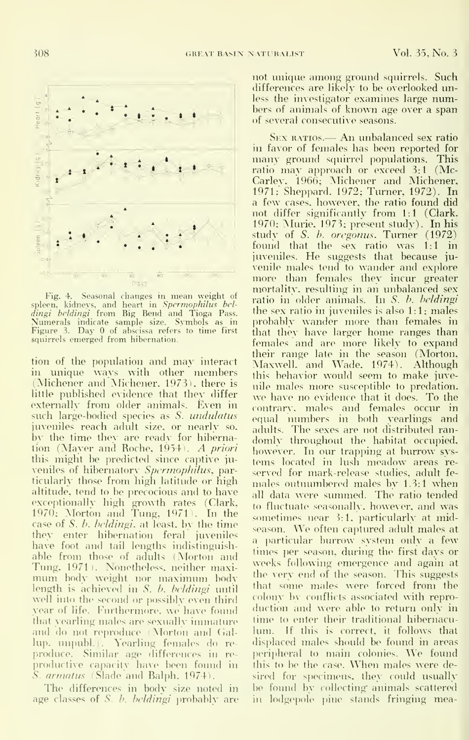Fig. 4. Seasonal changes in mean weight of spleen, kidneys, and heart in *Spermophilus beldingi beldingi* from Big Bend and Tioga Pass. Numerals indicate sample size. Symbols as in Figure 3. Day 0 of abscissa refers to time first squirrels emerged from hibernation.

tion of the population and may interact in unique ways with other members (Michener and Michener, 1973), there is little published evidence that they differ externally from older animals. Even in such large-bodied species as *S. undulatus* juveniles reach adult size, or nearly so, by the time they are ready for hibernation (Mayer and Roche, 1954). *A priori* this might be predicted since captive juveniles of hibernatory *Spermophilus*, particularly those from high latitude or high altitude, tend to be precocious and to have exceptionally high growth rates (Clark, 1970; Morton and Tung, 1971). In the case of *S. b. beldingi*, at least, by the time they enter hibernation feral juveniles have foot and tail lengths indistinguishable from those of adults (Morton and Tung, 1971). Nonetheless, neither maximum body weight nor maximum body length is achieved in *S. b. beldingi* until well into the second or possibly even third year of life. Furthermore, we have found that yearling males are sexually immature and do not reproduce (Morton and Gallup, unpubl.). Yearling females do reproduce. Similar age differences in reproductive capacity have been found in *S. armatus* (Slade and Balph, 1974).

The differences in body size noted in age classes of *S. b. beldingi* probably are not unique among ground squirrels. Such differences are likely to be overlooked unless the investigator examines large numbers of animals of known age over a span of several consecutive seasons.

Sex ratios.— An unbalanced sex ratio in favor of females has been reported for many ground squirrel populations. This ratio may approach or exceed 3:1 (McCarley, 1966; Michener and Michener, 1971; Sheppard, 1972; Turner, 1972). In a few cases, however, the ratio found did not differ significantly from 1:1 (Clark, 1970; Murie, 1973; present study). In his study of *S. b. oregonus*, Turner (1972) found that the sex ratio was 1:1 in juveniles. He suggests that because juvenile males tend to wander and explore more than females they incur greater mortality, resulting in an unbalanced sex ratio in older animals. In *S. b. beldingi* the sex ratio in juveniles is also 1:1; males probably wander more than females in that they have larger home ranges than females and are more likely to expand their range late in the season (Morton, Maxwell, and Wade, 1974). Although this behavior would seem to make juvenile males more susceptible to predation, we have no evidence that it does. To the contrary, males and females occur in equal numbers in both yearlings and adults. The sexes are not distributed randomly throughout the habitat occupied, however. In our trapping at burrow systems located in lush meadow areas reserved for mark-release studies, adult females outnumbered males by 1.3:1 when all data were summed. The ratio tended to fluctuate seasonally, however, and was sometimes near 3:1, particularly at midseason. We often captured adult males at a particular burrow system only a few times per season, during the first days or weeks following emergence and again at the very end of the season. This suggests that some males were forced from the colony by conflicts associated with reproduction and were able to return only in time to enter their traditional hibernaculum. If this is correct, it follows that displaced males should be found in areas peripheral to main colonies. We found this to be the case. When males were desired for specimens, they could usually be found by collecting animals scattered in lodgepole pine stands fringing mea-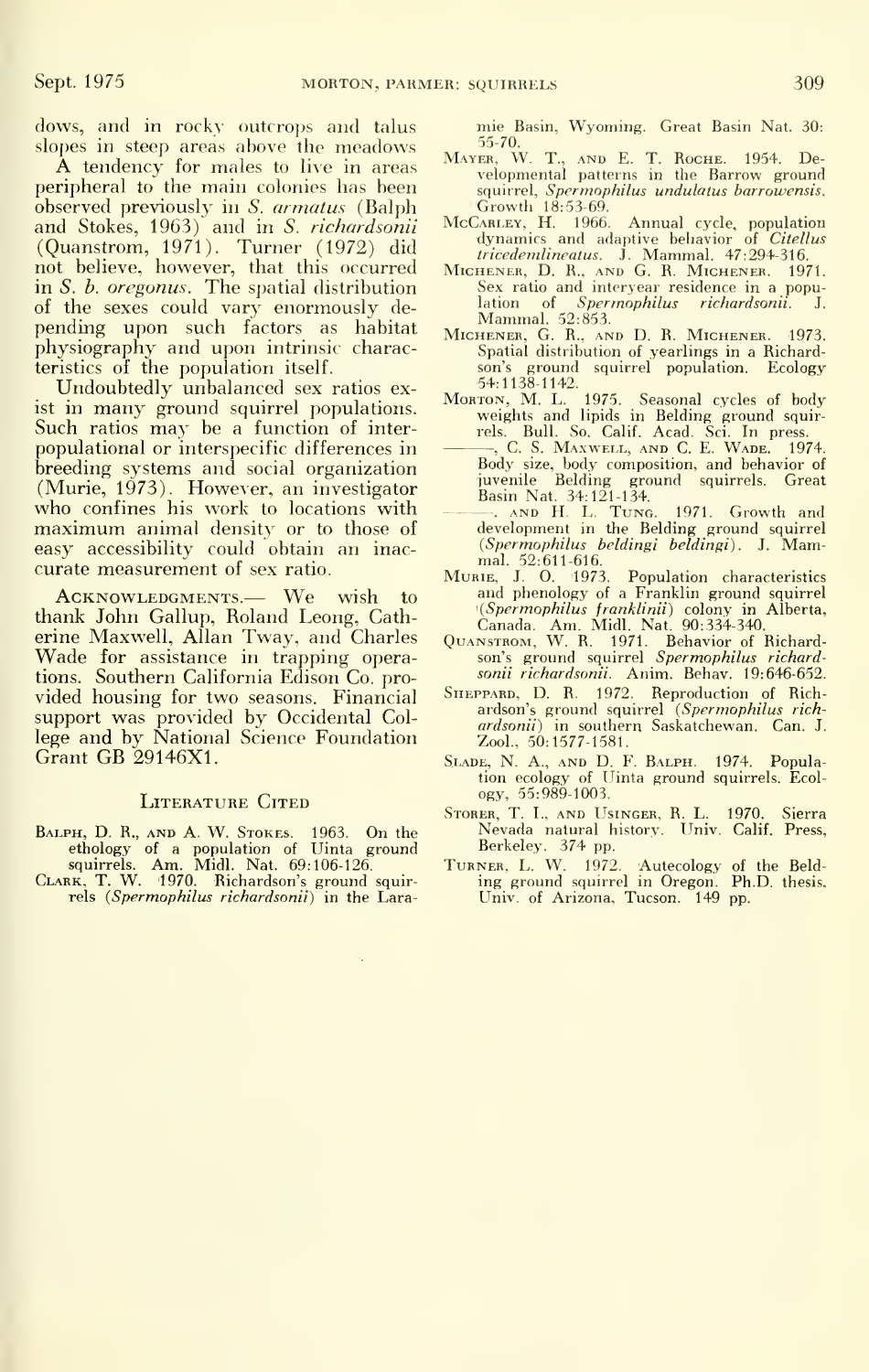dows, and in rocky outcrops and talus slopes in steep areas above the meadows

A tendency for males to live in areas peripheral to the main colonies has been observed previously in *S. armatus* (Balph and Stokes, 1963) and in *S. richardsonii* (Quanstrom, 1971). Turner (1972) did not believe, however, that this occurred in *S. b. oregonus*. The spatial distribution of the sexes could vary enormously depending upon such factors as habitat physiography and upon intrinsic characteristics of the population itself.

Undoubtedly unbalanced sex ratios exist in many ground squirrel populations. Such ratios may be a function of interpopulational or interspecific differences in breeding systems and social organization (Murie, 1973). However, an investigator who confines his work to locations with maximum animal density or to those of easy accessibility could obtain an inaccurate measurement of sex ratio.

Acknowledgments.— We wish to thank John Gallup, Roland Leong, Catherine Maxwell, Allan Tway, and Charles Wade for assistance in trapping operations. Southern California Edison Co. provided housing for two seasons. Financial support was provided by Occidental College and by National Science Foundation Grant GB 29146X1.

## Literature Cited

Balph, D. R., and A. W. Stokes. 1963. On the ethology of a population of Uinta ground squirrels. Am. Midl. Nat. 69:106-126.

Clark, T. W. 1970. Richardson's ground squirrels (*Spermophilus richardsonii*) in the Laramie Basin, Wyoming. Great Basin Nat. 30: 55-70.

Mayer, W. T., and E. T. Roche. 1954. Developmental patterns in the Barrow ground squirrel, *Spermophilus undulatus barrowensis*. Growth 18:53-69.

McCarley, H. 1966. Annual cycle, population dynamics and adaptive behavior of *Citellus tricedemlineatus*. J. Mammal. 47:294-316.

Michener, D. R., and G. R. Michener. 1971. Sex ratio and interyear residence in a population of *Spermophilus richardsonii*. J. Mammal. 52:853.

Michener, G. R., and D. R. Michener. 1973. Spatial distribution of yearlings in a Richardson's ground squirrel population. Ecology 54:1138-1142.

Morton, M. L. 1975. Seasonal cycles of body weights and lipids in Belding ground squirrels. Bull. So. Calif. Acad. Sci. In press.

———, C. S. Maxwell, and C. E. Wade. 1974. Body size, body composition, and behavior of juvenile Belding ground squirrels. Great Basin Nat. 34:121-134.

———, and H. L. Tung. 1971. Growth and development in the Belding ground squirrel (*Spermophilus beldingi beldingi*). J. Mammal. 52:611-616.

Murie, J. O. 1973. Population characteristics and phenology of a Franklin ground squirrel (*Spermophilus franklinii*) colony in Alberta, Canada. Am. Midl. Nat. 90:334-340.

Quanstrom, W. R. 1971. Behavior of Richardson's ground squirrel *Spermophilus richardsonii richardsonii*. Anim. Behav. 19:646-652.

Sheppard, D. R. 1972. Reproduction of Richardson's ground squirrel (*Spermophilus richardsonii*) in southern Saskatchewan. Can. J. Zool., 50:1577-1581.

Slade, N. A., and D. F. Balph. 1974. Population ecology of Uinta ground squirrels. Ecology, 55:989-1003.

Storer, T. I., and Usinger, R. L. 1970. Sierra Nevada natural history. Univ. Calif. Press, Berkeley. 374 pp.

Turner, L. W. 1972. Autecology of the Belding ground squirrel in Oregon. Ph.D. thesis, Univ. of Arizona, Tucson. 149 pp.